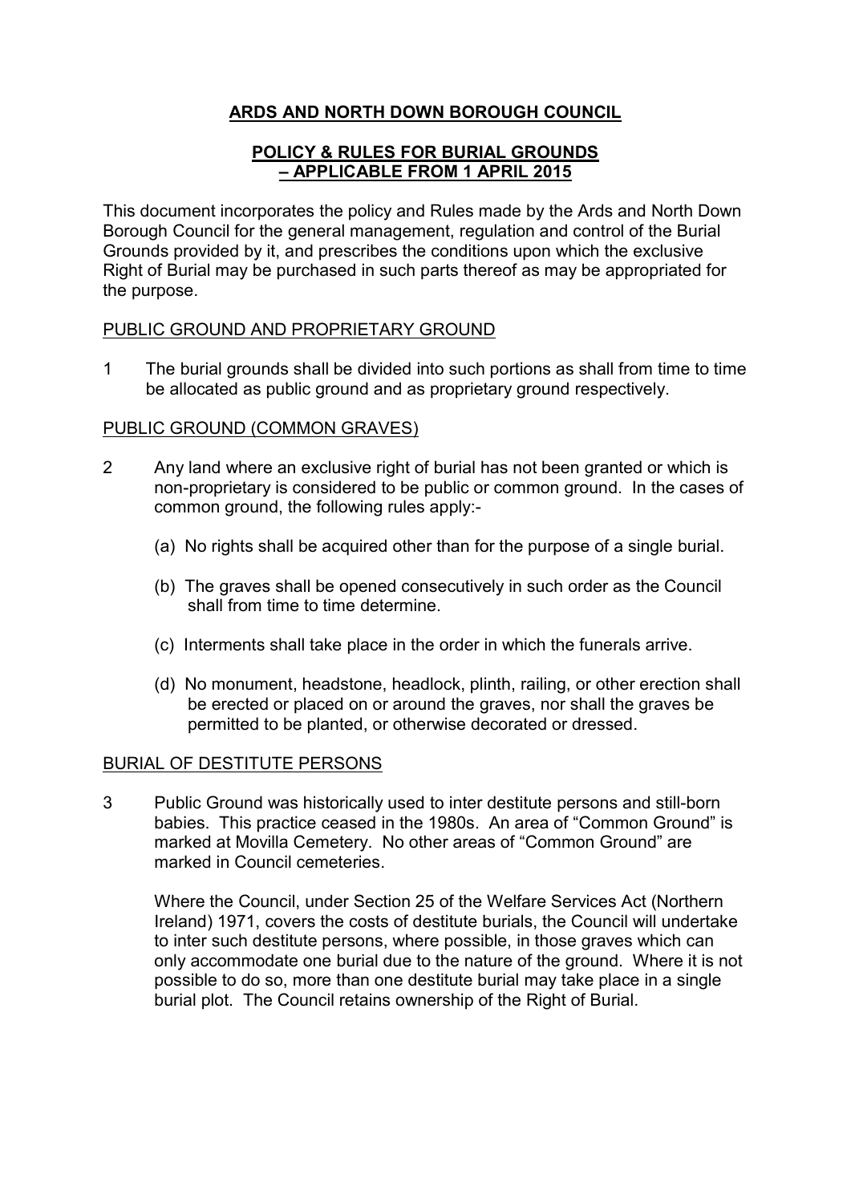# ARDS AND NORTH DOWN BOROUGH COUNCIL

## POLICY & RULES FOR BURIAL GROUNDS – APPLICABLE FROM 1 APRIL 2015

This document incorporates the policy and Rules made by the Ards and North Down Borough Council for the general management, regulation and control of the Burial Grounds provided by it, and prescribes the conditions upon which the exclusive Right of Burial may be purchased in such parts thereof as may be appropriated for the purpose.

### PUBLIC GROUND AND PROPRIETARY GROUND

1 The burial grounds shall be divided into such portions as shall from time to time be allocated as public ground and as proprietary ground respectively.

### PUBLIC GROUND (COMMON GRAVES)

2 Any land where an exclusive right of burial has not been granted or which is non-proprietary is considered to be public or common ground. In the cases of common ground, the following rules apply:-

(a) No rights shall be acquired other than for the purpose of a single burial.

(b) The graves shall be opened consecutively in such order as the Council shall from time to time determine.

(c) Interments shall take place in the order in which the funerals arrive.

(d) No monument, headstone, headlock, plinth, railing, or other erection shall be erected or placed on or around the graves, nor shall the graves be permitted to be planted, or otherwise decorated or dressed.

### BURIAL OF DESTITUTE PERSONS

3 Public Ground was historically used to inter destitute persons and still-born babies. This practice ceased in the 1980s. An area of "Common Ground" is marked at Movilla Cemetery. No other areas of "Common Ground" are marked in Council cemeteries.

Where the Council, under Section 25 of the Welfare Services Act (Northern Ireland) 1971, covers the costs of destitute burials, the Council will undertake to inter such destitute persons, where possible, in those graves which can only accommodate one burial due to the nature of the ground. Where it is not possible to do so, more than one destitute burial may take place in a single burial plot. The Council retains ownership of the Right of Burial.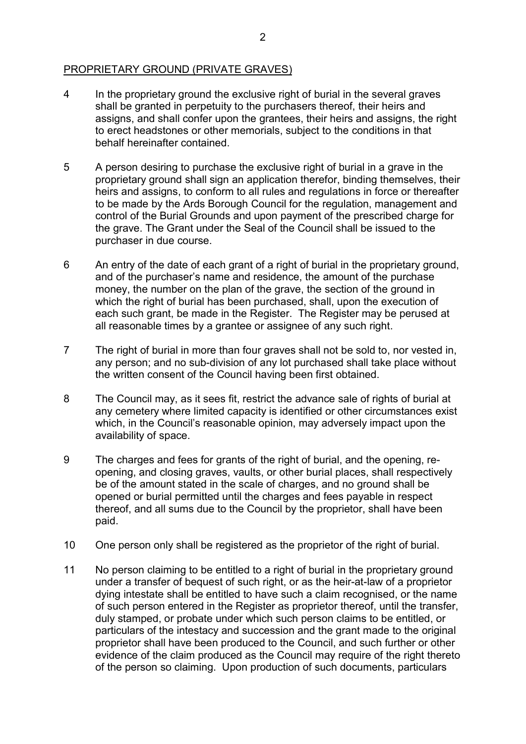PROPRIETARY GROUND (PRIVATE GRAVES)

4 In the proprietary ground the exclusive right of burial in the several graves shall be granted in perpetuity to the purchasers thereof, their heirs and assigns, and shall confer upon the grantees, their heirs and assigns, the right to erect headstones or other memorials, subject to the conditions in that behalf hereinafter contained.

5 A person desiring to purchase the exclusive right of burial in a grave in the proprietary ground shall sign an application therefor, binding themselves, their heirs and assigns, to conform to all rules and regulations in force or thereafter to be made by the Ards Borough Council for the regulation, management and control of the Burial Grounds and upon payment of the prescribed charge for the grave. The Grant under the Seal of the Council shall be issued to the purchaser in due course.

6 An entry of the date of each grant of a right of burial in the proprietary ground, and of the purchaser's name and residence, the amount of the purchase money, the number on the plan of the grave, the section of the ground in which the right of burial has been purchased, shall, upon the execution of each such grant, be made in the Register. The Register may be perused at all reasonable times by a grantee or assignee of any such right.

7 The right of burial in more than four graves shall not be sold to, nor vested in, any person; and no sub-division of any lot purchased shall take place without the written consent of the Council having been first obtained.

8 The Council may, as it sees fit, restrict the advance sale of rights of burial at any cemetery where limited capacity is identified or other circumstances exist which, in the Council's reasonable opinion, may adversely impact upon the availability of space.

9 The charges and fees for grants of the right of burial, and the opening, re-opening, and closing graves, vaults, or other burial places, shall respectively be of the amount stated in the scale of charges, and no ground shall be opened or burial permitted until the charges and fees payable in respect thereof, and all sums due to the Council by the proprietor, shall have been paid.

10 One person only shall be registered as the proprietor of the right of burial.

11 No person claiming to be entitled to a right of burial in the proprietary ground under a transfer of bequest of such right, or as the heir-at-law of a proprietor dying intestate shall be entitled to have such a claim recognised, or the name of such person entered in the Register as proprietor thereof, until the transfer, duly stamped, or probate under which such person claims to be entitled, or particulars of the intestacy and succession and the grant made to the original proprietor shall have been produced to the Council, and such further or other evidence of the claim produced as the Council may require of the right thereto of the person so claiming. Upon production of such documents, particulars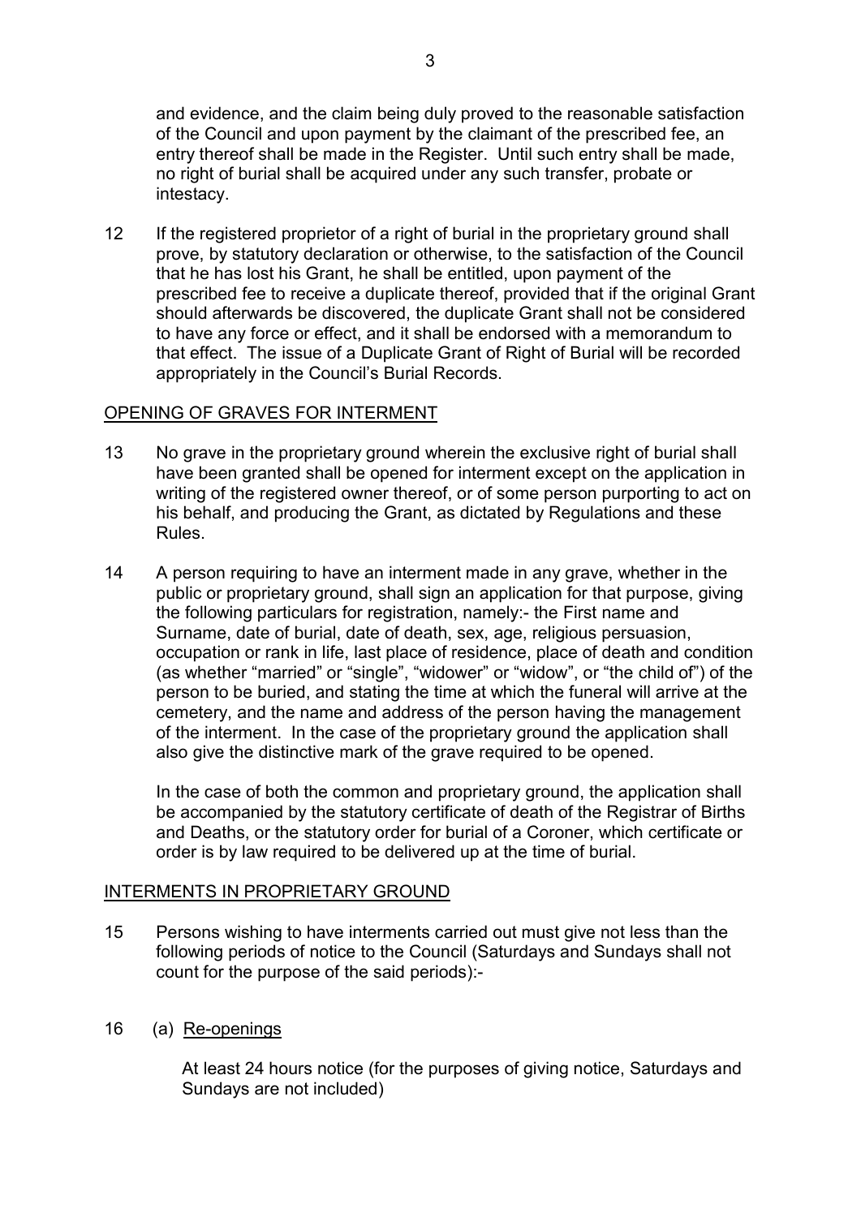and evidence, and the claim being duly proved to the reasonable satisfaction of the Council and upon payment by the claimant of the prescribed fee, an entry thereof shall be made in the Register. Until such entry shall be made, no right of burial shall be acquired under any such transfer, probate or intestacy.

12 If the registered proprietor of a right of burial in the proprietary ground shall prove, by statutory declaration or otherwise, to the satisfaction of the Council that he has lost his Grant, he shall be entitled, upon payment of the prescribed fee to receive a duplicate thereof, provided that if the original Grant should afterwards be discovered, the duplicate Grant shall not be considered to have any force or effect, and it shall be endorsed with a memorandum to that effect. The issue of a Duplicate Grant of Right of Burial will be recorded appropriately in the Council's Burial Records.

<u>OPENING OF GRAVES FOR INTERMENT</u>

13 No grave in the proprietary ground wherein the exclusive right of burial shall have been granted shall be opened for interment except on the application in writing of the registered owner thereof, or of some person purporting to act on his behalf, and producing the Grant, as dictated by Regulations and these Rules.

14 A person requiring to have an interment made in any grave, whether in the public or proprietary ground, shall sign an application for that purpose, giving the following particulars for registration, namely:- the First name and Surname, date of burial, date of death, sex, age, religious persuasion, occupation or rank in life, last place of residence, place of death and condition (as whether "married" or "single", "widower" or "widow", or "the child of") of the person to be buried, and stating the time at which the funeral will arrive at the cemetery, and the name and address of the person having the management of the interment. In the case of the proprietary ground the application shall also give the distinctive mark of the grave required to be opened.

In the case of both the common and proprietary ground, the application shall be accompanied by the statutory certificate of death of the Registrar of Births and Deaths, or the statutory order for burial of a Coroner, which certificate or order is by law required to be delivered up at the time of burial.

<u>INTERMENTS IN PROPRIETARY GROUND</u>

15 Persons wishing to have interments carried out must give not less than the following periods of notice to the Council (Saturdays and Sundays shall not count for the purpose of the said periods):-

16 (a) <u>Re-openings</u>

At least 24 hours notice (for the purposes of giving notice, Saturdays and Sundays are not included)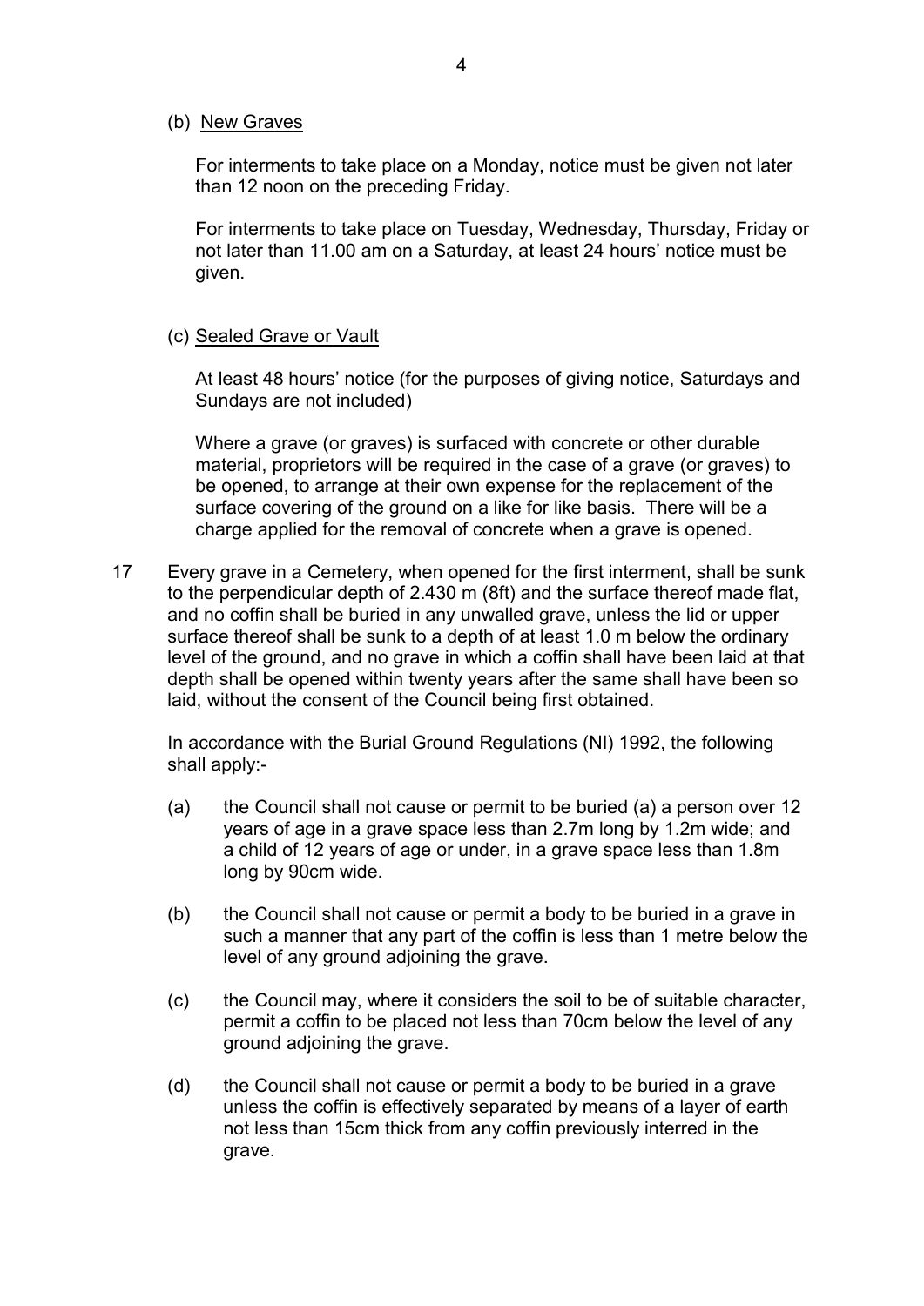(b) New Graves

For interments to take place on a Monday, notice must be given not later than 12 noon on the preceding Friday.

For interments to take place on Tuesday, Wednesday, Thursday, Friday or not later than 11.00 am on a Saturday, at least 24 hours' notice must be given.

(c) Sealed Grave or Vault

At least 48 hours' notice (for the purposes of giving notice, Saturdays and Sundays are not included)

Where a grave (or graves) is surfaced with concrete or other durable material, proprietors will be required in the case of a grave (or graves) to be opened, to arrange at their own expense for the replacement of the surface covering of the ground on a like for like basis. There will be a charge applied for the removal of concrete when a grave is opened.

17 Every grave in a Cemetery, when opened for the first interment, shall be sunk to the perpendicular depth of 2.430 m (8ft) and the surface thereof made flat, and no coffin shall be buried in any unwalled grave, unless the lid or upper surface thereof shall be sunk to a depth of at least 1.0 m below the ordinary level of the ground, and no grave in which a coffin shall have been laid at that depth shall be opened within twenty years after the same shall have been so laid, without the consent of the Council being first obtained.

In accordance with the Burial Ground Regulations (NI) 1992, the following shall apply:-

(a) the Council shall not cause or permit to be buried (a) a person over 12 years of age in a grave space less than 2.7m long by 1.2m wide; and a child of 12 years of age or under, in a grave space less than 1.8m long by 90cm wide.

(b) the Council shall not cause or permit a body to be buried in a grave in such a manner that any part of the coffin is less than 1 metre below the level of any ground adjoining the grave.

(c) the Council may, where it considers the soil to be of suitable character, permit a coffin to be placed not less than 70cm below the level of any ground adjoining the grave.

(d) the Council shall not cause or permit a body to be buried in a grave unless the coffin is effectively separated by means of a layer of earth not less than 15cm thick from any coffin previously interred in the grave.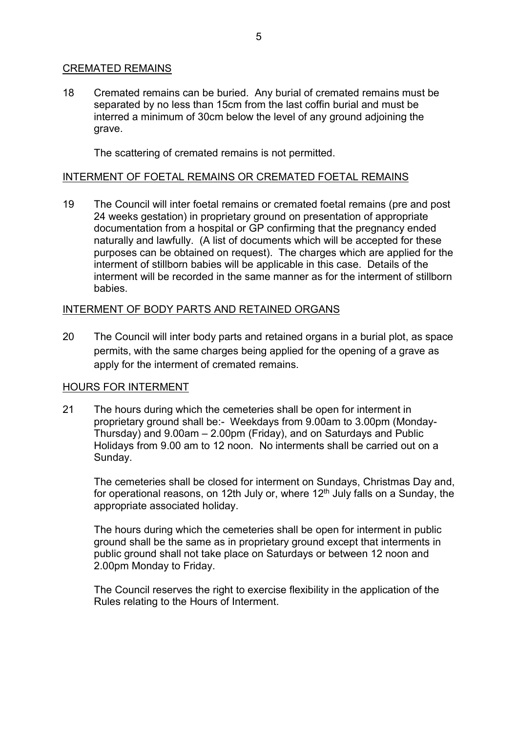## CREMATED REMAINS

18 Cremated remains can be buried. Any burial of cremated remains must be separated by no less than 15cm from the last coffin burial and must be interred a minimum of 30cm below the level of any ground adjoining the grave.

The scattering of cremated remains is not permitted.

## INTERMENT OF FOETAL REMAINS OR CREMATED FOETAL REMAINS

19 The Council will inter foetal remains or cremated foetal remains (pre and post 24 weeks gestation) in proprietary ground on presentation of appropriate documentation from a hospital or GP confirming that the pregnancy ended naturally and lawfully. (A list of documents which will be accepted for these purposes can be obtained on request). The charges which are applied for the interment of stillborn babies will be applicable in this case. Details of the interment will be recorded in the same manner as for the interment of stillborn babies.

## INTERMENT OF BODY PARTS AND RETAINED ORGANS

20 The Council will inter body parts and retained organs in a burial plot, as space permits, with the same charges being applied for the opening of a grave as apply for the interment of cremated remains.

## HOURS FOR INTERMENT

21 The hours during which the cemeteries shall be open for interment in proprietary ground shall be:- Weekdays from 9.00am to 3.00pm (Monday-Thursday) and 9.00am – 2.00pm (Friday), and on Saturdays and Public Holidays from 9.00 am to 12 noon. No interments shall be carried out on a Sunday.

The cemeteries shall be closed for interment on Sundays, Christmas Day and, for operational reasons, on 12th July or, where 12th July falls on a Sunday, the appropriate associated holiday.

The hours during which the cemeteries shall be open for interment in public ground shall be the same as in proprietary ground except that interments in public ground shall not take place on Saturdays or between 12 noon and 2.00pm Monday to Friday.

The Council reserves the right to exercise flexibility in the application of the Rules relating to the Hours of Interment.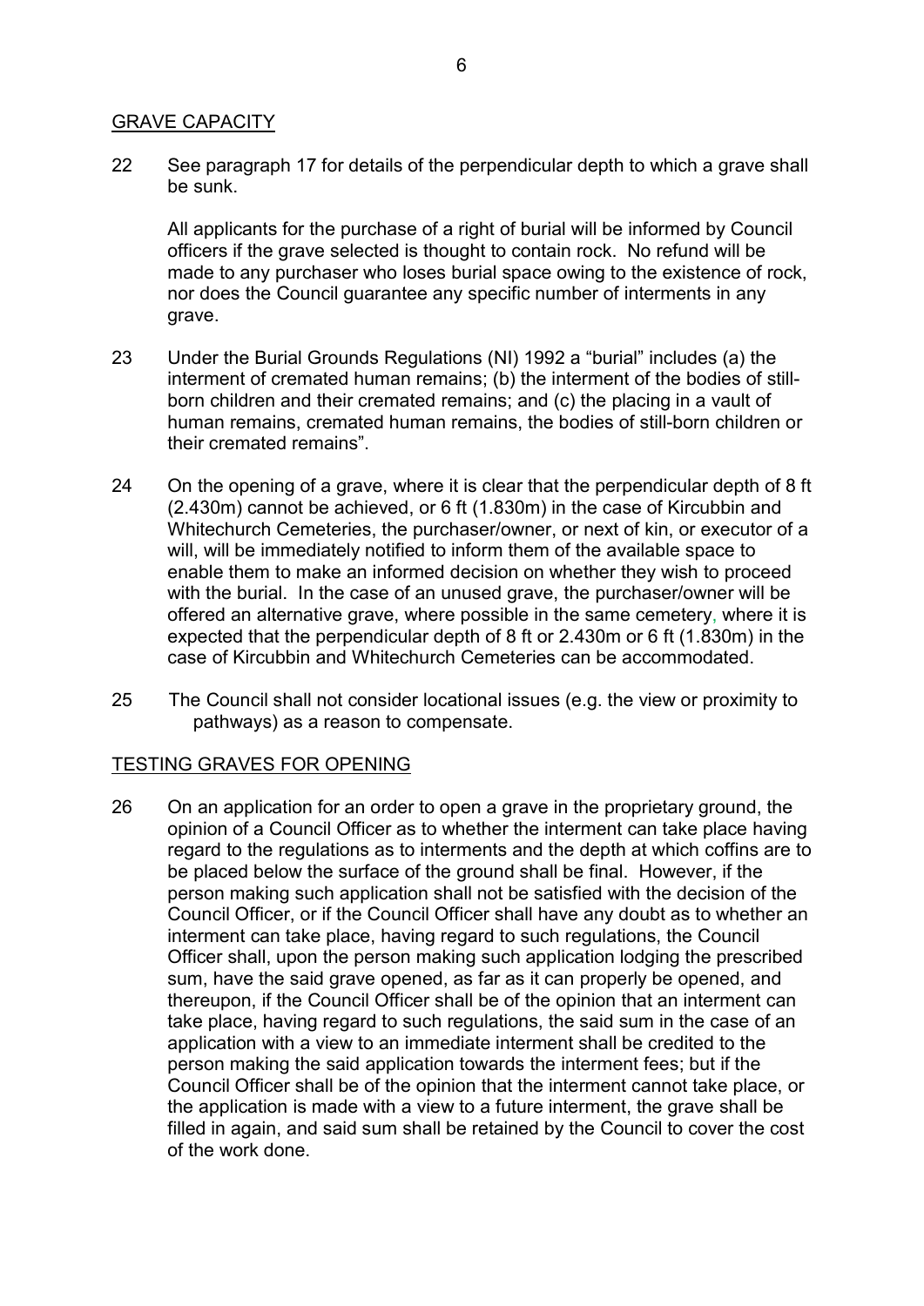## GRAVE CAPACITY

22 See paragraph 17 for details of the perpendicular depth to which a grave shall be sunk.

All applicants for the purchase of a right of burial will be informed by Council officers if the grave selected is thought to contain rock. No refund will be made to any purchaser who loses burial space owing to the existence of rock, nor does the Council guarantee any specific number of interments in any grave.

23 Under the Burial Grounds Regulations (NI) 1992 a "burial" includes (a) the interment of cremated human remains; (b) the interment of the bodies of still-born children and their cremated remains; and (c) the placing in a vault of human remains, cremated human remains, the bodies of still-born children or their cremated remains".

24 On the opening of a grave, where it is clear that the perpendicular depth of 8 ft (2.430m) cannot be achieved, or 6 ft (1.830m) in the case of Kircubbin and Whitechurch Cemeteries, the purchaser/owner, or next of kin, or executor of a will, will be immediately notified to inform them of the available space to enable them to make an informed decision on whether they wish to proceed with the burial. In the case of an unused grave, the purchaser/owner will be offered an alternative grave, where possible in the same cemetery, where it is expected that the perpendicular depth of 8 ft or 2.430m or 6 ft (1.830m) in the case of Kircubbin and Whitechurch Cemeteries can be accommodated.

25 The Council shall not consider locational issues (e.g. the view or proximity to pathways) as a reason to compensate.

## TESTING GRAVES FOR OPENING

26 On an application for an order to open a grave in the proprietary ground, the opinion of a Council Officer as to whether the interment can take place having regard to the regulations as to interments and the depth at which coffins are to be placed below the surface of the ground shall be final. However, if the person making such application shall not be satisfied with the decision of the Council Officer, or if the Council Officer shall have any doubt as to whether an interment can take place, having regard to such regulations, the Council Officer shall, upon the person making such application lodging the prescribed sum, have the said grave opened, as far as it can properly be opened, and thereupon, if the Council Officer shall be of the opinion that an interment can take place, having regard to such regulations, the said sum in the case of an application with a view to an immediate interment shall be credited to the person making the said application towards the interment fees; but if the Council Officer shall be of the opinion that the interment cannot take place, or the application is made with a view to a future interment, the grave shall be filled in again, and said sum shall be retained by the Council to cover the cost of the work done.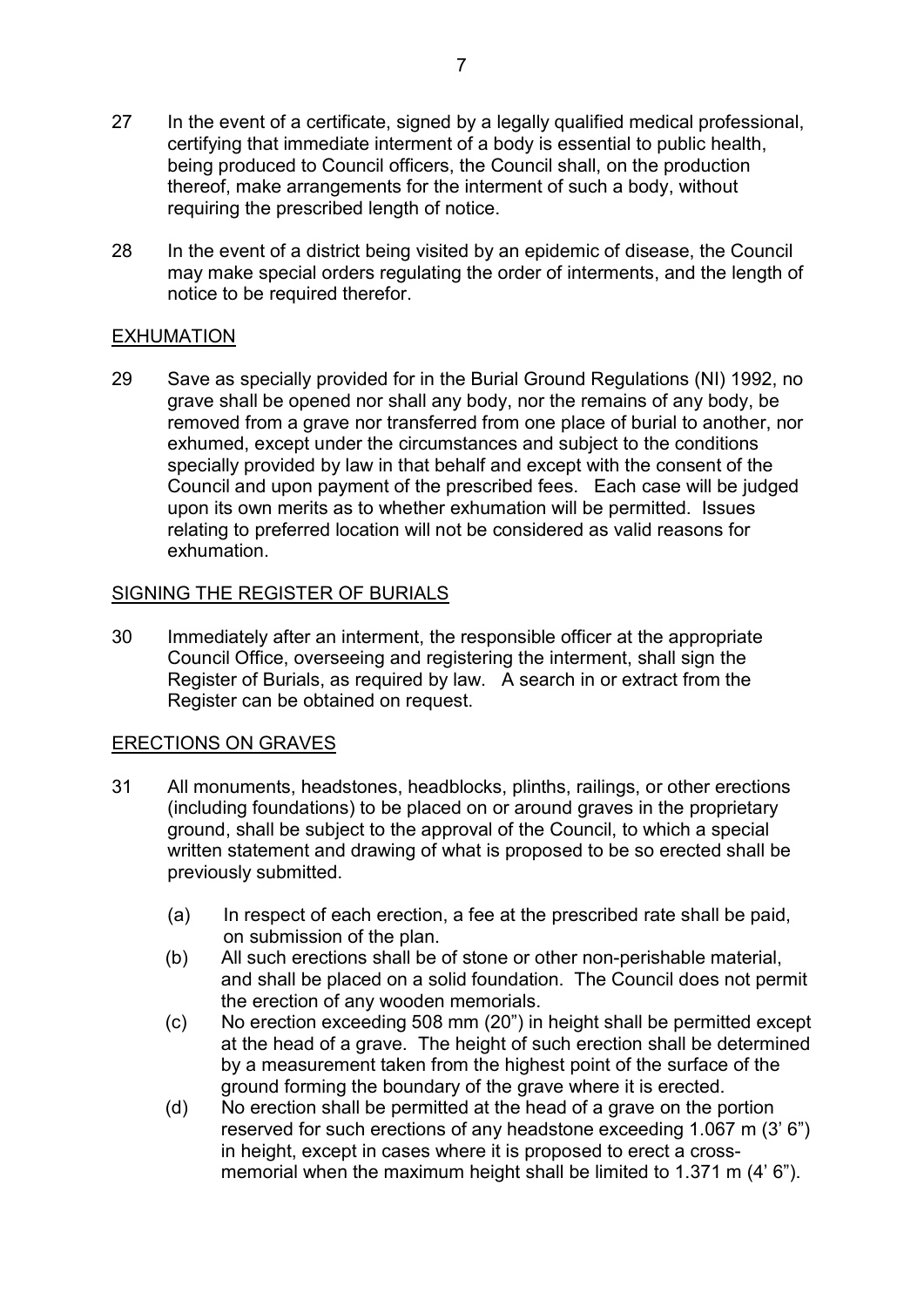27 In the event of a certificate, signed by a legally qualified medical professional, certifying that immediate interment of a body is essential to public health, being produced to Council officers, the Council shall, on the production thereof, make arrangements for the interment of such a body, without requiring the prescribed length of notice.

28 In the event of a district being visited by an epidemic of disease, the Council may make special orders regulating the order of interments, and the length of notice to be required therefor.

## EXHUMATION

29 Save as specially provided for in the Burial Ground Regulations (NI) 1992, no grave shall be opened nor shall any body, nor the remains of any body, be removed from a grave nor transferred from one place of burial to another, nor exhumed, except under the circumstances and subject to the conditions specially provided by law in that behalf and except with the consent of the Council and upon payment of the prescribed fees. Each case will be judged upon its own merits as to whether exhumation will be permitted. Issues relating to preferred location will not be considered as valid reasons for exhumation.

## SIGNING THE REGISTER OF BURIALS

30 Immediately after an interment, the responsible officer at the appropriate Council Office, overseeing and registering the interment, shall sign the Register of Burials, as required by law. A search in or extract from the Register can be obtained on request.

## ERECTIONS ON GRAVES

31 All monuments, headstones, headblocks, plinths, railings, or other erections (including foundations) to be placed on or around graves in the proprietary ground, shall be subject to the approval of the Council, to which a special written statement and drawing of what is proposed to be so erected shall be previously submitted.

(a) In respect of each erection, a fee at the prescribed rate shall be paid, on submission of the plan.

(b) All such erections shall be of stone or other non-perishable material, and shall be placed on a solid foundation. The Council does not permit the erection of any wooden memorials.

(c) No erection exceeding 508 mm (20") in height shall be permitted except at the head of a grave. The height of such erection shall be determined by a measurement taken from the highest point of the surface of the ground forming the boundary of the grave where it is erected.

(d) No erection shall be permitted at the head of a grave on the portion reserved for such erections of any headstone exceeding 1.067 m (3' 6") in height, except in cases where it is proposed to erect a cross-memorial when the maximum height shall be limited to 1.371 m (4' 6").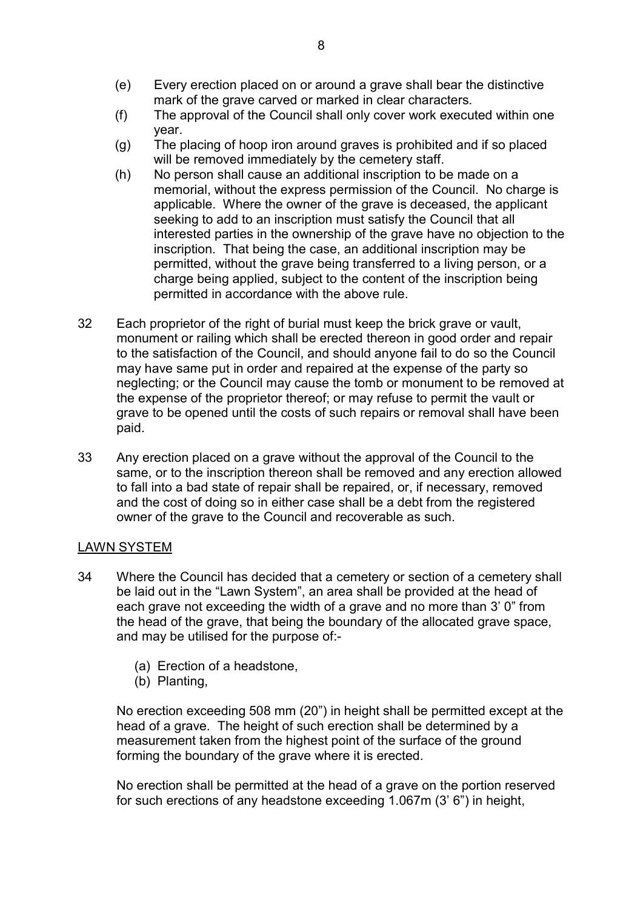(e) Every erection placed on or around a grave shall bear the distinctive mark of the grave carved or marked in clear characters.

(f) The approval of the Council shall only cover work executed within one year.

(g) The placing of hoop iron around graves is prohibited and if so placed will be removed immediately by the cemetery staff.

(h) No person shall cause an additional inscription to be made on a memorial, without the express permission of the Council. No charge is applicable. Where the owner of the grave is deceased, the applicant seeking to add to an inscription must satisfy the Council that all interested parties in the ownership of the grave have no objection to the inscription. That being the case, an additional inscription may be permitted, without the grave being transferred to a living person, or a charge being applied, subject to the content of the inscription being permitted in accordance with the above rule.

32 Each proprietor of the right of burial must keep the brick grave or vault, monument or railing which shall be erected thereon in good order and repair to the satisfaction of the Council, and should anyone fail to do so the Council may have same put in order and repaired at the expense of the party so neglecting; or the Council may cause the tomb or monument to be removed at the expense of the proprietor thereof; or may refuse to permit the vault or grave to be opened until the costs of such repairs or removal shall have been paid.

33 Any erection placed on a grave without the approval of the Council to the same, or to the inscription thereon shall be removed and any erection allowed to fall into a bad state of repair shall be repaired, or, if necessary, removed and the cost of doing so in either case shall be a debt from the registered owner of the grave to the Council and recoverable as such.

## LAWN SYSTEM

34 Where the Council has decided that a cemetery or section of a cemetery shall be laid out in the "Lawn System", an area shall be provided at the head of each grave not exceeding the width of a grave and no more than 3' 0" from the head of the grave, that being the boundary of the allocated grave space, and may be utilised for the purpose of:-

(a) Erection of a headstone,
(b) Planting,

No erection exceeding 508 mm (20") in height shall be permitted except at the head of a grave. The height of such erection shall be determined by a measurement taken from the highest point of the surface of the ground forming the boundary of the grave where it is erected.

No erection shall be permitted at the head of a grave on the portion reserved for such erections of any headstone exceeding 1.067m (3' 6") in height,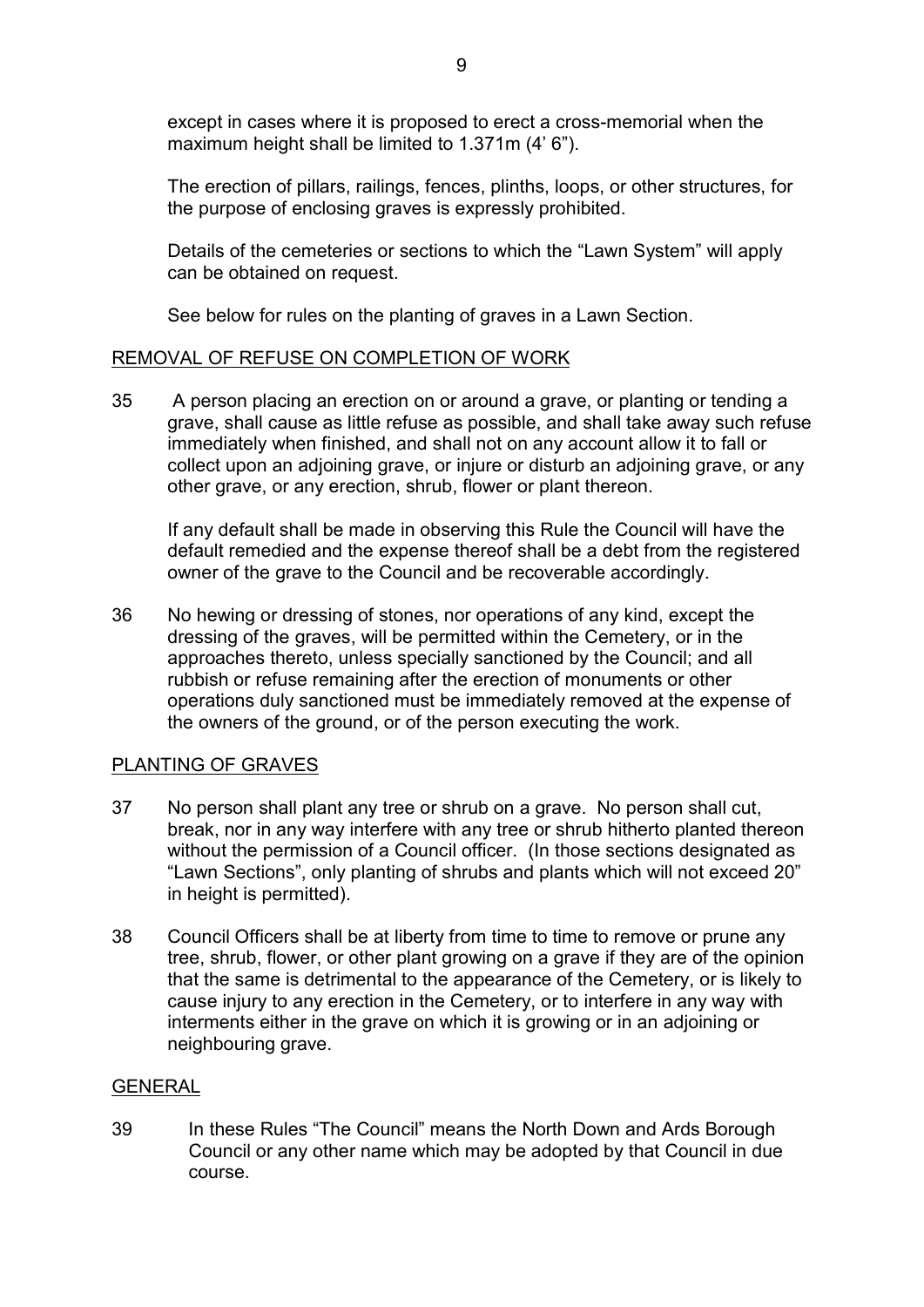except in cases where it is proposed to erect a cross-memorial when the maximum height shall be limited to 1.371m (4' 6").

The erection of pillars, railings, fences, plinths, loops, or other structures, for the purpose of enclosing graves is expressly prohibited.

Details of the cemeteries or sections to which the "Lawn System" will apply can be obtained on request.

See below for rules on the planting of graves in a Lawn Section.

## REMOVAL OF REFUSE ON COMPLETION OF WORK

35 A person placing an erection on or around a grave, or planting or tending a grave, shall cause as little refuse as possible, and shall take away such refuse immediately when finished, and shall not on any account allow it to fall or collect upon an adjoining grave, or injure or disturb an adjoining grave, or any other grave, or any erection, shrub, flower or plant thereon.

If any default shall be made in observing this Rule the Council will have the default remedied and the expense thereof shall be a debt from the registered owner of the grave to the Council and be recoverable accordingly.

36 No hewing or dressing of stones, nor operations of any kind, except the dressing of the graves, will be permitted within the Cemetery, or in the approaches thereto, unless specially sanctioned by the Council; and all rubbish or refuse remaining after the erection of monuments or other operations duly sanctioned must be immediately removed at the expense of the owners of the ground, or of the person executing the work.

## PLANTING OF GRAVES

37 No person shall plant any tree or shrub on a grave. No person shall cut, break, nor in any way interfere with any tree or shrub hitherto planted thereon without the permission of a Council officer. (In those sections designated as "Lawn Sections", only planting of shrubs and plants which will not exceed 20" in height is permitted).

38 Council Officers shall be at liberty from time to time to remove or prune any tree, shrub, flower, or other plant growing on a grave if they are of the opinion that the same is detrimental to the appearance of the Cemetery, or is likely to cause injury to any erection in the Cemetery, or to interfere in any way with interments either in the grave on which it is growing or in an adjoining or neighbouring grave.

## GENERAL

39 In these Rules "The Council" means the North Down and Ards Borough Council or any other name which may be adopted by that Council in due course.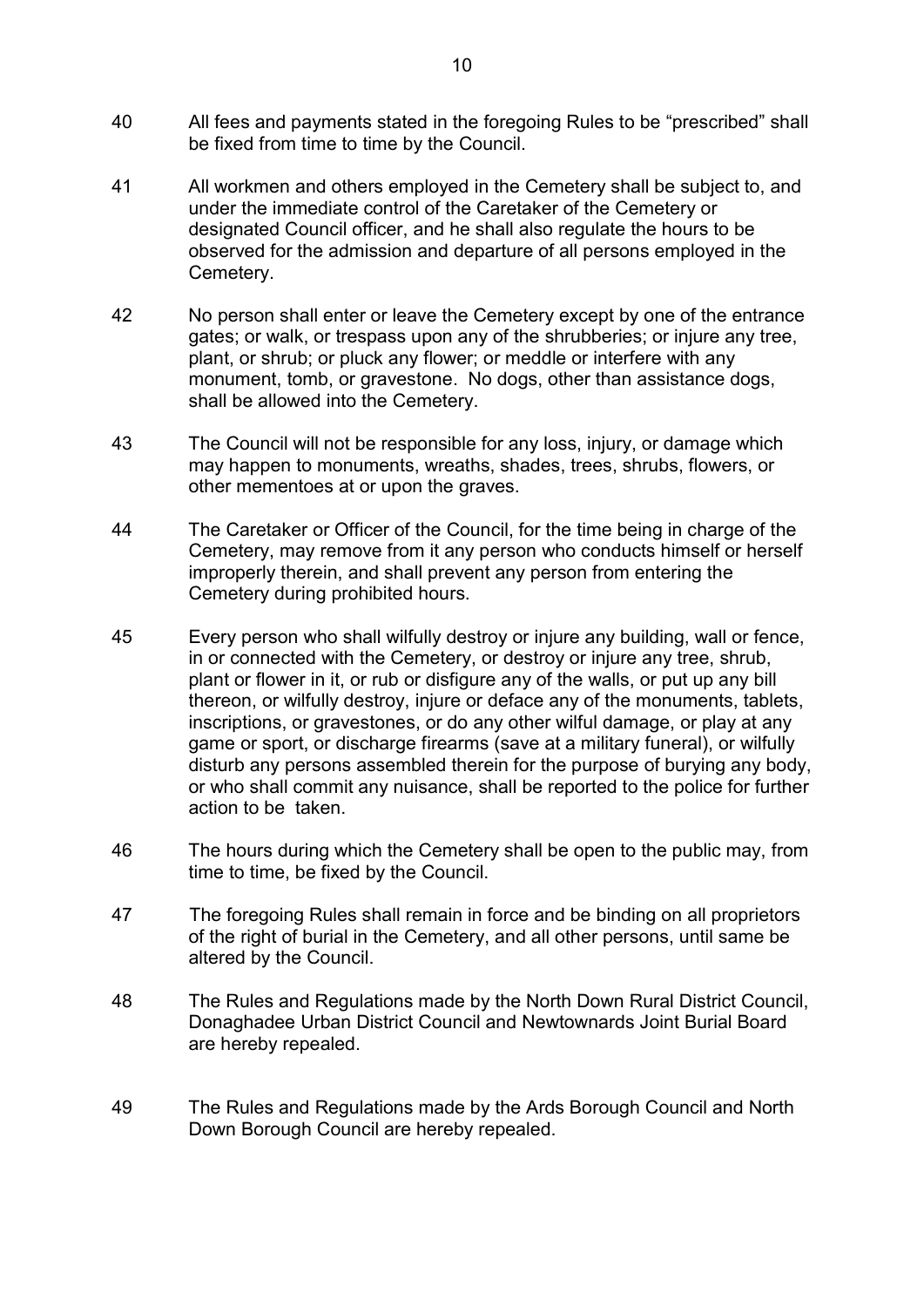40 All fees and payments stated in the foregoing Rules to be "prescribed" shall be fixed from time to time by the Council.

41 All workmen and others employed in the Cemetery shall be subject to, and under the immediate control of the Caretaker of the Cemetery or designated Council officer, and he shall also regulate the hours to be observed for the admission and departure of all persons employed in the Cemetery.

42 No person shall enter or leave the Cemetery except by one of the entrance gates; or walk, or trespass upon any of the shrubberies; or injure any tree, plant, or shrub; or pluck any flower; or meddle or interfere with any monument, tomb, or gravestone. No dogs, other than assistance dogs, shall be allowed into the Cemetery.

43 The Council will not be responsible for any loss, injury, or damage which may happen to monuments, wreaths, shades, trees, shrubs, flowers, or other mementoes at or upon the graves.

44 The Caretaker or Officer of the Council, for the time being in charge of the Cemetery, may remove from it any person who conducts himself or herself improperly therein, and shall prevent any person from entering the Cemetery during prohibited hours.

45 Every person who shall wilfully destroy or injure any building, wall or fence, in or connected with the Cemetery, or destroy or injure any tree, shrub, plant or flower in it, or rub or disfigure any of the walls, or put up any bill thereon, or wilfully destroy, injure or deface any of the monuments, tablets, inscriptions, or gravestones, or do any other wilful damage, or play at any game or sport, or discharge firearms (save at a military funeral), or wilfully disturb any persons assembled therein for the purpose of burying any body, or who shall commit any nuisance, shall be reported to the police for further action to be taken.

46 The hours during which the Cemetery shall be open to the public may, from time to time, be fixed by the Council.

47 The foregoing Rules shall remain in force and be binding on all proprietors of the right of burial in the Cemetery, and all other persons, until same be altered by the Council.

48 The Rules and Regulations made by the North Down Rural District Council, Donaghadee Urban District Council and Newtownards Joint Burial Board are hereby repealed.

49 The Rules and Regulations made by the Ards Borough Council and North Down Borough Council are hereby repealed.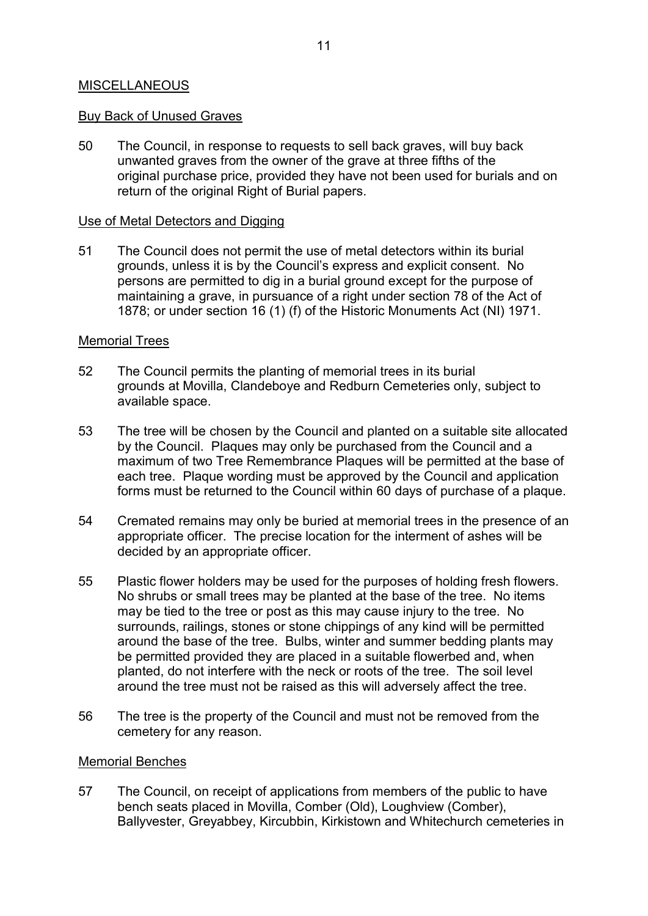## MISCELLANEOUS

### Buy Back of Unused Graves

50 The Council, in response to requests to sell back graves, will buy back unwanted graves from the owner of the grave at three fifths of the original purchase price, provided they have not been used for burials and on return of the original Right of Burial papers.

### Use of Metal Detectors and Digging

51 The Council does not permit the use of metal detectors within its burial grounds, unless it is by the Council's express and explicit consent. No persons are permitted to dig in a burial ground except for the purpose of maintaining a grave, in pursuance of a right under section 78 of the Act of 1878; or under section 16 (1) (f) of the Historic Monuments Act (NI) 1971.

### Memorial Trees

52 The Council permits the planting of memorial trees in its burial grounds at Movilla, Clandeboye and Redburn Cemeteries only, subject to available space.

53 The tree will be chosen by the Council and planted on a suitable site allocated by the Council. Plaques may only be purchased from the Council and a maximum of two Tree Remembrance Plaques will be permitted at the base of each tree. Plaque wording must be approved by the Council and application forms must be returned to the Council within 60 days of purchase of a plaque.

54 Cremated remains may only be buried at memorial trees in the presence of an appropriate officer. The precise location for the interment of ashes will be decided by an appropriate officer.

55 Plastic flower holders may be used for the purposes of holding fresh flowers. No shrubs or small trees may be planted at the base of the tree. No items may be tied to the tree or post as this may cause injury to the tree. No surrounds, railings, stones or stone chippings of any kind will be permitted around the base of the tree. Bulbs, winter and summer bedding plants may be permitted provided they are placed in a suitable flowerbed and, when planted, do not interfere with the neck or roots of the tree. The soil level around the tree must not be raised as this will adversely affect the tree.

56 The tree is the property of the Council and must not be removed from the cemetery for any reason.

### Memorial Benches

57 The Council, on receipt of applications from members of the public to have bench seats placed in Movilla, Comber (Old), Loughview (Comber), Ballyvester, Greyabbey, Kircubbin, Kirkistown and Whitechurch cemeteries in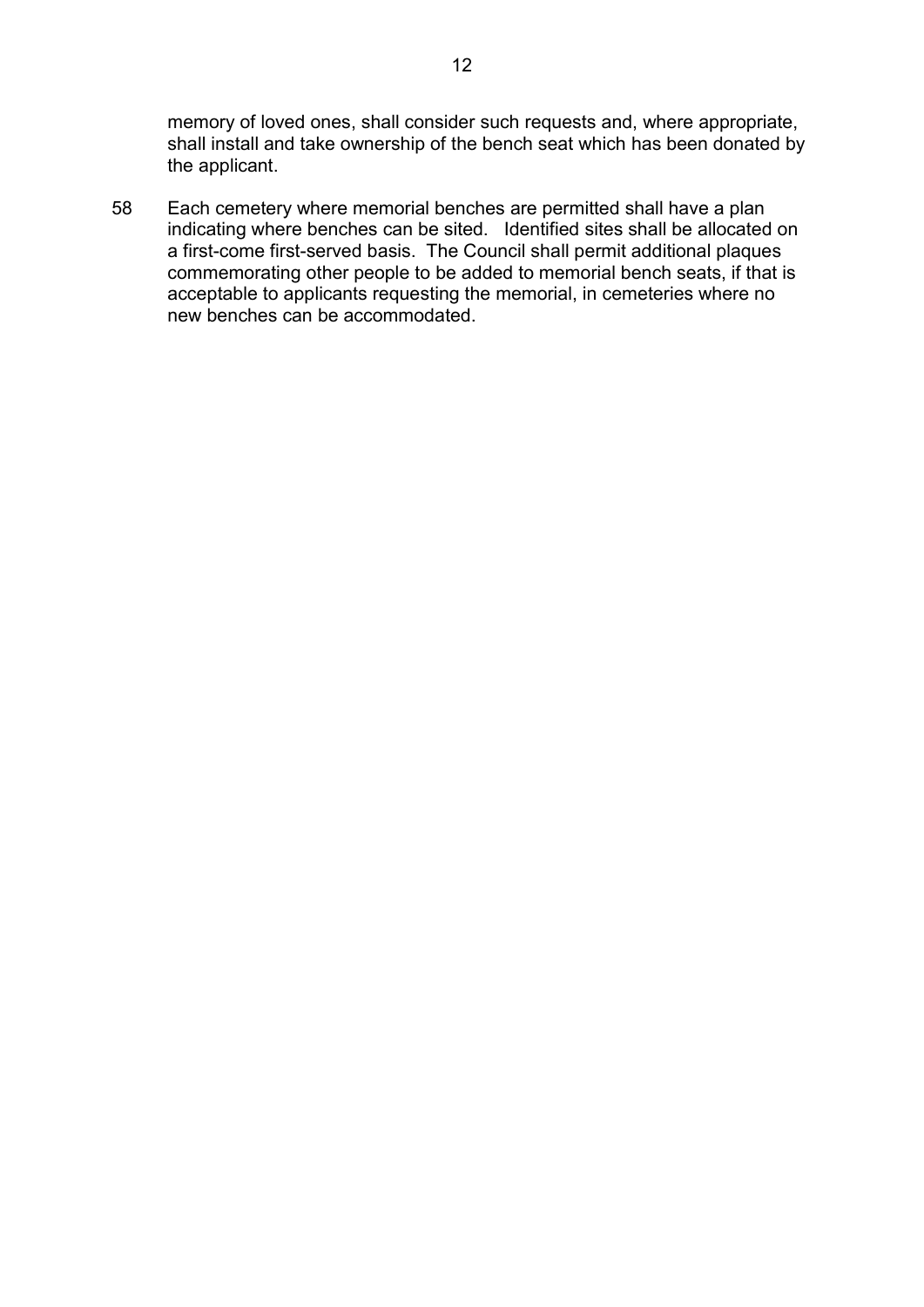memory of loved ones, shall consider such requests and, where appropriate, shall install and take ownership of the bench seat which has been donated by the applicant.

58 Each cemetery where memorial benches are permitted shall have a plan indicating where benches can be sited. Identified sites shall be allocated on a first-come first-served basis. The Council shall permit additional plaques commemorating other people to be added to memorial bench seats, if that is acceptable to applicants requesting the memorial, in cemeteries where no new benches can be accommodated.